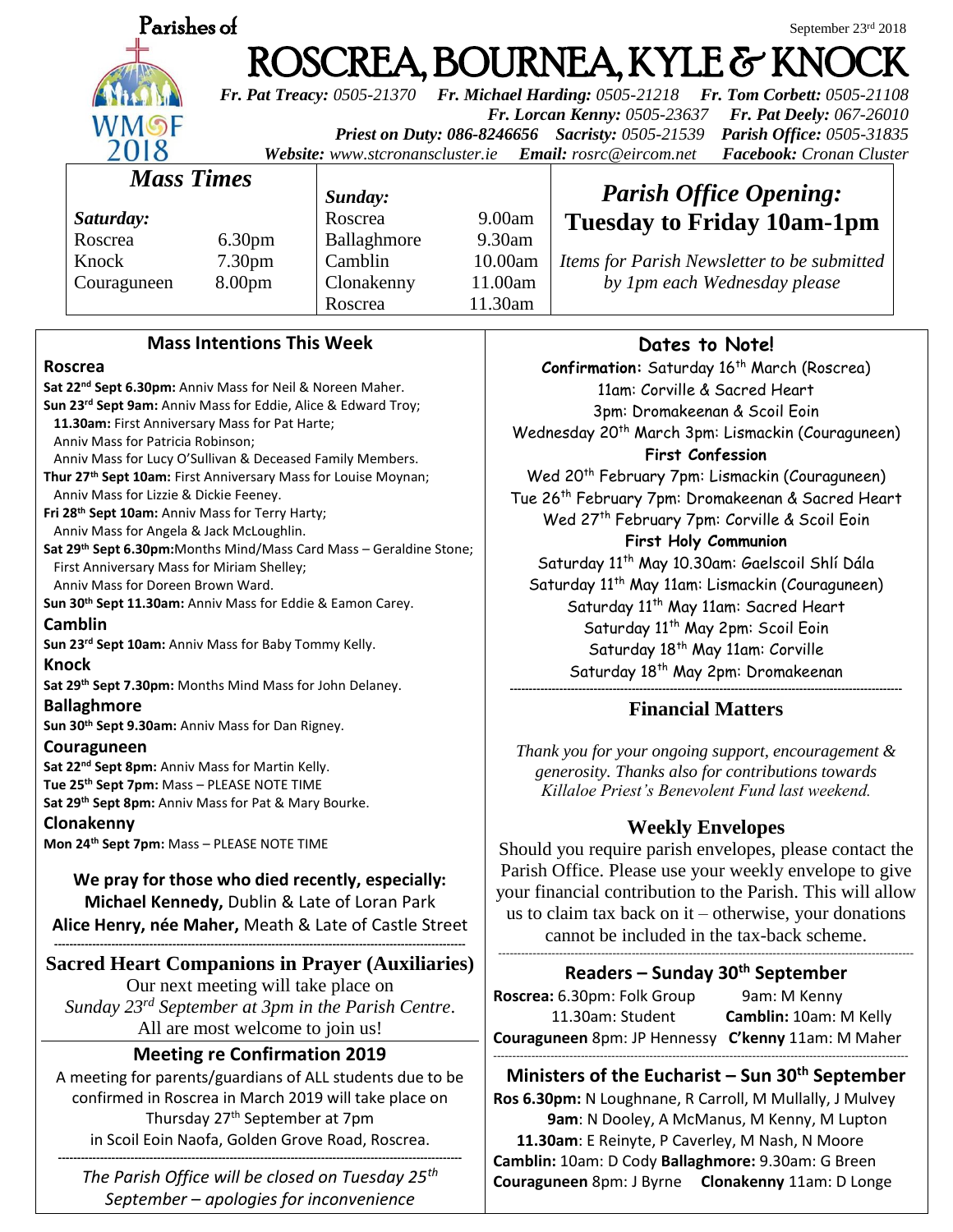Parishes of

September 23rd 2018

# ROSCREA, BOURNEA, KYLE & KNOCK

***Fr. Pat Treacy:** 0505-21370* ***Fr. Michael Harding:** 0505-21218* ***Fr. Tom Corbett:** 0505-21108*
***Fr. Lorcan Kenny:** 0505-23637* ***Fr. Pat Deely:** 067-26010*
***Priest on Duty:** 086-8246656* ***Sacristy:** 0505-21539* ***Parish Office:** 0505-31835*
***Website:** www.stcronanscluster.ie* ***Email:** rosrc@eircom.net* ***Facebook:** Cronan Cluster*

## Mass Times

| *Saturday:* | | *Sunday:* | |
|---|---|---|---|
| Roscrea | 6.30pm | Roscrea | 9.00am |
| Knock | 7.30pm | Ballaghmore | 9.30am |
| Couraguneen | 8.00pm | Camblin | 10.00am |
| | | Clonakenny | 11.00am |
| | | Roscrea | 11.30am |

## *Parish Office Opening:*
## Tuesday to Friday 10am-1pm

*Items for Parish Newsletter to be submitted by 1pm each Wednesday please*

## Mass Intentions This Week

### Roscrea

**Sat 22nd Sept 6.30pm:** Anniv Mass for Neil & Noreen Maher.
**Sun 23rd Sept 9am:** Anniv Mass for Eddie, Alice & Edward Troy;
**11.30am:** First Anniversary Mass for Pat Harte;
Anniv Mass for Patricia Robinson;
Anniv Mass for Lucy O'Sullivan & Deceased Family Members.
**Thur 27th Sept 10am:** First Anniversary Mass for Louise Moynan;
Anniv Mass for Lizzie & Dickie Feeney.
**Fri 28th Sept 10am:** Anniv Mass for Terry Harty;
Anniv Mass for Angela & Jack McLoughlin.
**Sat 29th Sept 6.30pm:** Months Mind/Mass Card Mass – Geraldine Stone;
First Anniversary Mass for Miriam Shelley;
Anniv Mass for Doreen Brown Ward.
**Sun 30th Sept 11.30am:** Anniv Mass for Eddie & Eamon Carey.

### Camblin

**Sun 23rd Sept 10am:** Anniv Mass for Baby Tommy Kelly.

### Knock

**Sat 29th Sept 7.30pm:** Months Mind Mass for John Delaney.

### Ballaghmore

**Sun 30th Sept 9.30am:** Anniv Mass for Dan Rigney.

### Couraguneen

**Sat 22nd Sept 8pm:** Anniv Mass for Martin Kelly.
**Tue 25th Sept 7pm:** Mass – PLEASE NOTE TIME
**Sat 29th Sept 8pm:** Anniv Mass for Pat & Mary Bourke.

### Clonakenny

**Mon 24th Sept 7pm:** Mass – PLEASE NOTE TIME

**We pray for those who died recently, especially:**
**Michael Kennedy,** Dublin & Late of Loran Park
**Alice Henry, née Maher,** Meath & Late of Castle Street

---

## Sacred Heart Companions in Prayer (Auxiliaries)

Our next meeting will take place on
*Sunday 23rd September at 3pm in the Parish Centre.*
All are most welcome to join us!

## Meeting re Confirmation 2019

A meeting for parents/guardians of ALL students due to be confirmed in Roscrea in March 2019 will take place on Thursday 27th September at 7pm in Scoil Eoin Naofa, Golden Grove Road, Roscrea.

---

*The Parish Office will be closed on Tuesday 25th September – apologies for inconvenience*

## Dates to Note!

**Confirmation:** Saturday 16th March (Roscrea)
11am: Corville & Sacred Heart
3pm: Dromakeenan & Scoil Eoin
Wednesday 20th March 3pm: Lismackin (Couraguneen)

**First Confession**
Wed 20th February 7pm: Lismackin (Couraguneen)
Tue 26th February 7pm: Dromakeenan & Sacred Heart
Wed 27th February 7pm: Corville & Scoil Eoin

**First Holy Communion**
Saturday 11th May 10.30am: Gaelscoil Shlí Dála
Saturday 11th May 11am: Lismackin (Couraguneen)
Saturday 11th May 11am: Sacred Heart
Saturday 11th May 2pm: Scoil Eoin
Saturday 18th May 11am: Corville
Saturday 18th May 2pm: Dromakeenan

---

## Financial Matters

*Thank you for your ongoing support, encouragement & generosity. Thanks also for contributions towards Killaloe Priest's Benevolent Fund last weekend.*

## Weekly Envelopes

Should you require parish envelopes, please contact the Parish Office. Please use your weekly envelope to give your financial contribution to the Parish. This will allow us to claim tax back on it – otherwise, your donations cannot be included in the tax-back scheme.

---

## Readers – Sunday 30th September

**Roscrea:** 6.30pm: Folk Group 9am: M Kenny
11.30am: Student **Camblin:** 10am: M Kelly
**Couraguneen** 8pm: JP Hennessy **C'kenny** 11am: M Maher

---

## Ministers of the Eucharist – Sun 30th September

**Ros 6.30pm:** N Loughnane, R Carroll, M Mullally, J Mulvey
**9am**: N Dooley, A McManus, M Kenny, M Lupton
**11.30am**: E Reinyte, P Caverley, M Nash, N Moore
**Camblin:** 10am: D Cody **Ballaghmore:** 9.30am: G Breen
**Couraguneen** 8pm: J Byrne **Clonakenny** 11am: D Longe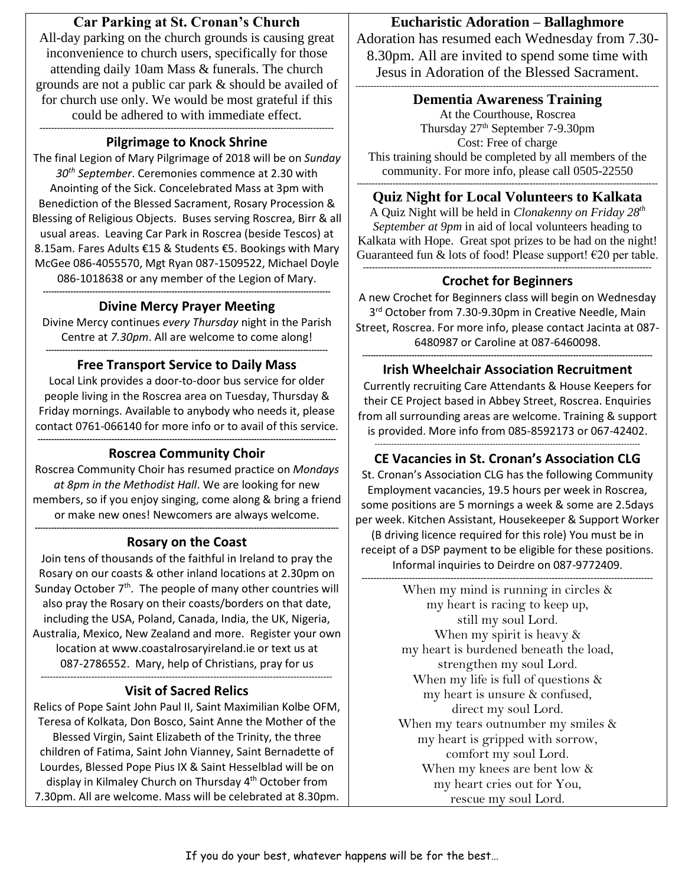## Car Parking at St. Cronan's Church

All-day parking on the church grounds is causing great inconvenience to church users, specifically for those attending daily 10am Mass & funerals. The church grounds are not a public car park & should be availed of for church use only. We would be most grateful if this could be adhered to with immediate effect.

---

## Pilgrimage to Knock Shrine

The final Legion of Mary Pilgrimage of 2018 will be on *Sunday 30th September*. Ceremonies commence at 2.30 with Anointing of the Sick. Concelebrated Mass at 3pm with Benediction of the Blessed Sacrament, Rosary Procession & Blessing of Religious Objects. Buses serving Roscrea, Birr & all usual areas. Leaving Car Park in Roscrea (beside Tescos) at 8.15am. Fares Adults €15 & Students €5. Bookings with Mary McGee 086-4055570, Mgt Ryan 087-1509522, Michael Doyle 086-1018638 or any member of the Legion of Mary.

---

## Divine Mercy Prayer Meeting

Divine Mercy continues *every Thursday* night in the Parish Centre at *7.30pm*. All are welcome to come along!

---

## Free Transport Service to Daily Mass

Local Link provides a door-to-door bus service for older people living in the Roscrea area on Tuesday, Thursday & Friday mornings. Available to anybody who needs it, please contact 0761-066140 for more info or to avail of this service.

---

## Roscrea Community Choir

Roscrea Community Choir has resumed practice on *Mondays at 8pm in the Methodist Hall*. We are looking for new members, so if you enjoy singing, come along & bring a friend or make new ones! Newcomers are always welcome.

---

## Rosary on the Coast

Join tens of thousands of the faithful in Ireland to pray the Rosary on our coasts & other inland locations at 2.30pm on Sunday October 7th. The people of many other countries will also pray the Rosary on their coasts/borders on that date, including the USA, Poland, Canada, India, the UK, Nigeria, Australia, Mexico, New Zealand and more. Register your own location at www.coastalrosaryireland.ie or text us at 087-2786552. Mary, help of Christians, pray for us

---

## Visit of Sacred Relics

Relics of Pope Saint John Paul II, Saint Maximilian Kolbe OFM, Teresa of Kolkata, Don Bosco, Saint Anne the Mother of the Blessed Virgin, Saint Elizabeth of the Trinity, the three children of Fatima, Saint John Vianney, Saint Bernadette of Lourdes, Blessed Pope Pius IX & Saint Hesselblad will be on display in Kilmaley Church on Thursday 4th October from 7.30pm. All are welcome. Mass will be celebrated at 8.30pm.

## Eucharistic Adoration – Ballaghmore

Adoration has resumed each Wednesday from 7.30-8.30pm. All are invited to spend some time with Jesus in Adoration of the Blessed Sacrament.

---

## Dementia Awareness Training

At the Courthouse, Roscrea
Thursday 27th September 7-9.30pm
Cost: Free of charge
This training should be completed by all members of the community. For more info, please call 0505-22550

---

## Quiz Night for Local Volunteers to Kalkata

A Quiz Night will be held in *Clonakenny on Friday 28th September at 9pm* in aid of local volunteers heading to Kalkata with Hope. Great spot prizes to be had on the night! Guaranteed fun & lots of food! Please support! €20 per table.

---

## Crochet for Beginners

A new Crochet for Beginners class will begin on Wednesday 3rd October from 7.30-9.30pm in Creative Needle, Main Street, Roscrea. For more info, please contact Jacinta at 087-6480987 or Caroline at 087-6460098.

---

## Irish Wheelchair Association Recruitment

Currently recruiting Care Attendants & House Keepers for their CE Project based in Abbey Street, Roscrea. Enquiries from all surrounding areas are welcome. Training & support is provided. More info from 085-8592173 or 067-42402.

---

## CE Vacancies in St. Cronan's Association CLG

St. Cronan's Association CLG has the following Community Employment vacancies, 19.5 hours per week in Roscrea, some positions are 5 mornings a week & some are 2.5days per week. Kitchen Assistant, Housekeeper & Support Worker (B driving licence required for this role) You must be in receipt of a DSP payment to be eligible for these positions. Informal inquiries to Deirdre on 087-9772409.

---

When my mind is running in circles &
my heart is racing to keep up,
still my soul Lord.
When my spirit is heavy &
my heart is burdened beneath the load,
strengthen my soul Lord.
When my life is full of questions &
my heart is unsure & confused,
direct my soul Lord.
When my tears outnumber my smiles &
my heart is gripped with sorrow,
comfort my soul Lord.
When my knees are bent low &
my heart cries out for You,
rescue my soul Lord.

If you do your best, whatever happens will be for the best…